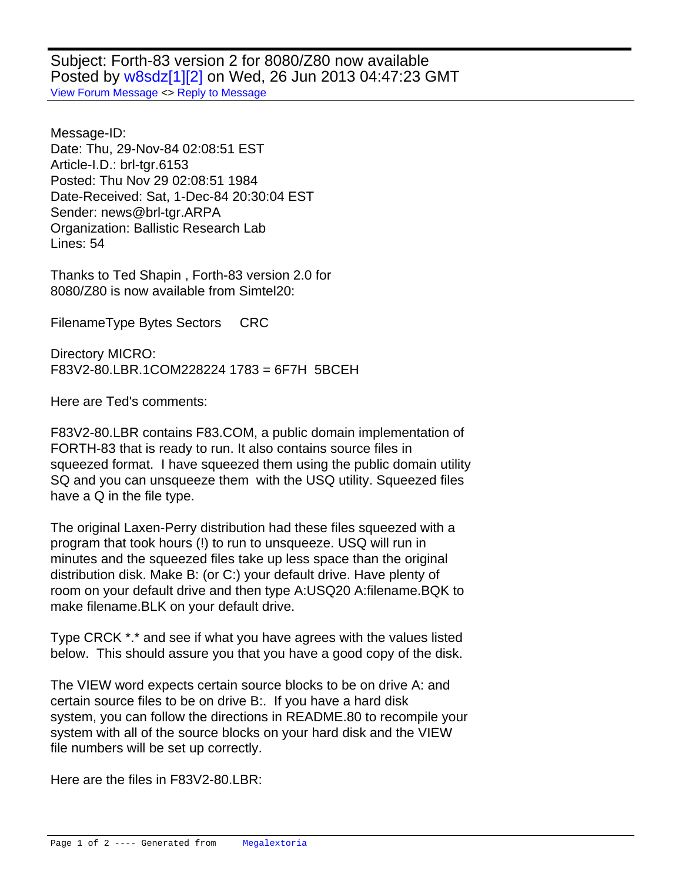Subject: Forth-83 version 2 for 8080/Z80 now available
Posted by w8sdz[1][2] on Wed, 26 Jun 2013 04:47:23 GMT
View Forum Message <> Reply to Message

Message-ID:
Date: Thu, 29-Nov-84 02:08:51 EST
Article-I.D.: brl-tgr.6153
Posted: Thu Nov 29 02:08:51 1984
Date-Received: Sat, 1-Dec-84 20:30:04 EST
Sender: news@brl-tgr.ARPA
Organization: Ballistic Research Lab
Lines: 54

Thanks to Ted Shapin , Forth-83 version 2.0 for
8080/Z80 is now available from Simtel20:

FilenameType Bytes Sectors     CRC

Directory MICRO:
F83V2-80.LBR.1COM228224 1783 = 6F7H  5BCEH

Here are Ted's comments:

F83V2-80.LBR contains F83.COM, a public domain implementation of
FORTH-83 that is ready to run. It also contains source files in
squeezed format. I have squeezed them using the public domain utility
SQ and you can unsqueeze them with the USQ utility. Squeezed files
have a Q in the file type.

The original Laxen-Perry distribution had these files squeezed with a
program that took hours (!) to run to unsqueeze. USQ will run in
minutes and the squeezed files take up less space than the original
distribution disk. Make B: (or C:) your default drive. Have plenty of
room on your default drive and then type A:USQ20 A:filename.BQK to
make filename.BLK on your default drive.

Type CRCK *.* and see if what you have agrees with the values listed
below. This should assure you that you have a good copy of the disk.

The VIEW word expects certain source blocks to be on drive A: and
certain source files to be on drive B:. If you have a hard disk
system, you can follow the directions in README.80 to recompile your
system with all of the source blocks on your hard disk and the VIEW
file numbers will be set up correctly.

Here are the files in F83V2-80.LBR: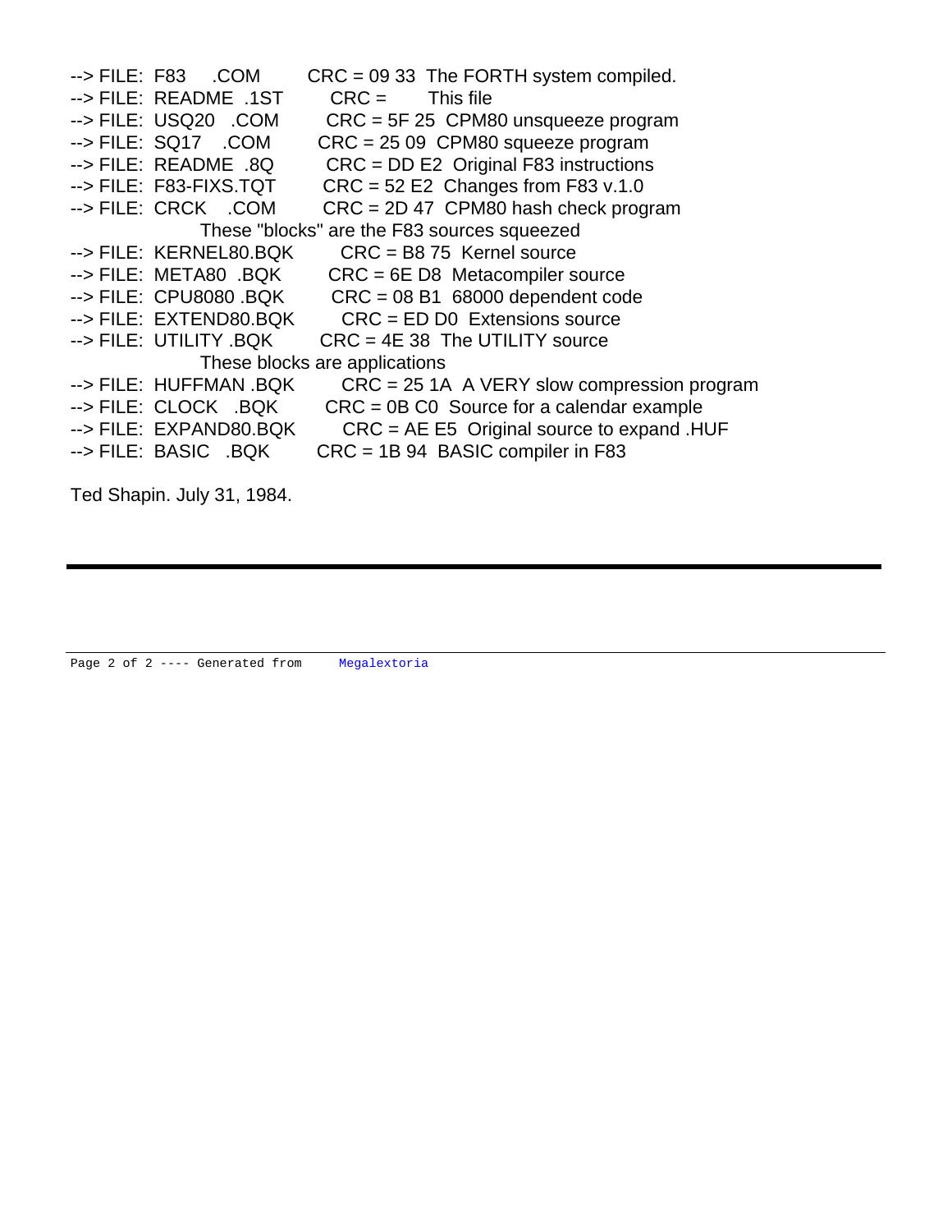--> FILE: F83 .COM CRC = 09 33 The FORTH system compiled.
--> FILE: README .1ST CRC = This file
--> FILE: USQ20 .COM CRC = 5F 25 CPM80 unsqueeze program
--> FILE: SQ17 .COM CRC = 25 09 CPM80 squeeze program
--> FILE: README .8Q CRC = DD E2 Original F83 instructions
--> FILE: F83-FIXS.TQT CRC = 52 E2 Changes from F83 v.1.0
--> FILE: CRCK .COM CRC = 2D 47 CPM80 hash check program
These "blocks" are the F83 sources squeezed
--> FILE: KERNEL80.BQK CRC = B8 75 Kernel source
--> FILE: META80 .BQK CRC = 6E D8 Metacompiler source
--> FILE: CPU8080 .BQK CRC = 08 B1 68000 dependent code
--> FILE: EXTEND80.BQK CRC = ED D0 Extensions source
--> FILE: UTILITY .BQK CRC = 4E 38 The UTILITY source
These blocks are applications
--> FILE: HUFFMAN .BQK CRC = 25 1A A VERY slow compression program
--> FILE: CLOCK .BQK CRC = 0B C0 Source for a calendar example
--> FILE: EXPAND80.BQK CRC = AE E5 Original source to expand .HUF
--> FILE: BASIC .BQK CRC = 1B 94 BASIC compiler in F83

Ted Shapin. July 31, 1984.